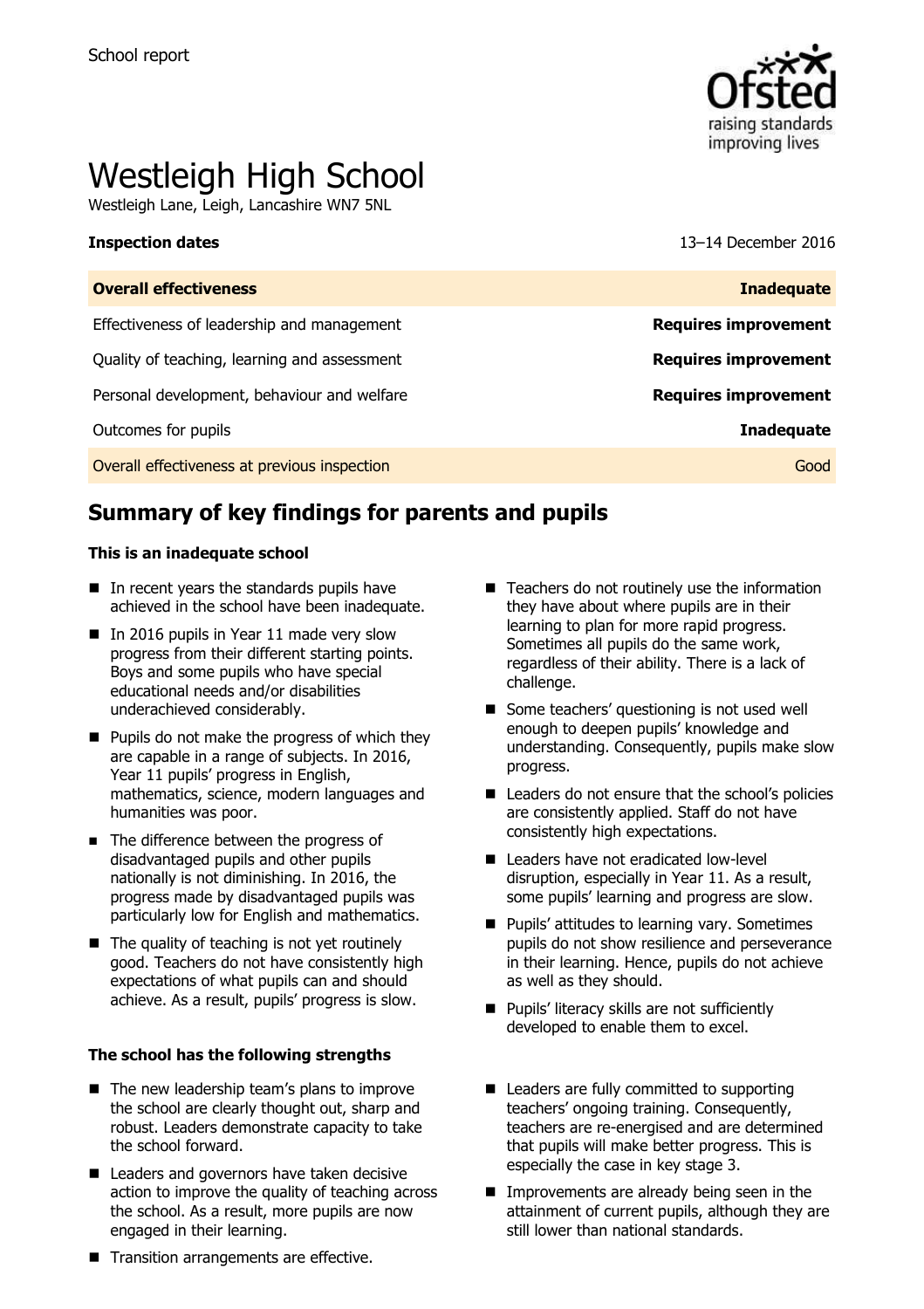School report

# Westleigh High School

Westleigh Lane, Leigh, Lancashire WN7 5NL

| **Inspection dates** | 13–14 December 2016 |
| --- | --- |
| **Overall effectiveness** | **Inadequate** |
| Effectiveness of leadership and management | **Requires improvement** |
| Quality of teaching, learning and assessment | **Requires improvement** |
| Personal development, behaviour and welfare | **Requires improvement** |
| Outcomes for pupils | **Inadequate** |
| Overall effectiveness at previous inspection | Good |

## Summary of key findings for parents and pupils

**This is an inadequate school**

- In recent years the standards pupils have achieved in the school have been inadequate.
- In 2016 pupils in Year 11 made very slow progress from their different starting points. Boys and some pupils who have special educational needs and/or disabilities underachieved considerably.
- Pupils do not make the progress of which they are capable in a range of subjects. In 2016, Year 11 pupils' progress in English, mathematics, science, modern languages and humanities was poor.
- The difference between the progress of disadvantaged pupils and other pupils nationally is not diminishing. In 2016, the progress made by disadvantaged pupils was particularly low for English and mathematics.
- The quality of teaching is not yet routinely good. Teachers do not have consistently high expectations of what pupils can and should achieve. As a result, pupils' progress is slow.
- Teachers do not routinely use the information they have about where pupils are in their learning to plan for more rapid progress. Sometimes all pupils do the same work, regardless of their ability. There is a lack of challenge.
- Some teachers' questioning is not used well enough to deepen pupils' knowledge and understanding. Consequently, pupils make slow progress.
- Leaders do not ensure that the school's policies are consistently applied. Staff do not have consistently high expectations.
- Leaders have not eradicated low-level disruption, especially in Year 11. As a result, some pupils' learning and progress are slow.
- Pupils' attitudes to learning vary. Sometimes pupils do not show resilience and perseverance in their learning. Hence, pupils do not achieve as well as they should.
- Pupils' literacy skills are not sufficiently developed to enable them to excel.

**The school has the following strengths**

- The new leadership team's plans to improve the school are clearly thought out, sharp and robust. Leaders demonstrate capacity to take the school forward.
- Leaders and governors have taken decisive action to improve the quality of teaching across the school. As a result, more pupils are now engaged in their learning.
- Transition arrangements are effective.
- Leaders are fully committed to supporting teachers' ongoing training. Consequently, teachers are re-energised and are determined that pupils will make better progress. This is especially the case in key stage 3.
- Improvements are already being seen in the attainment of current pupils, although they are still lower than national standards.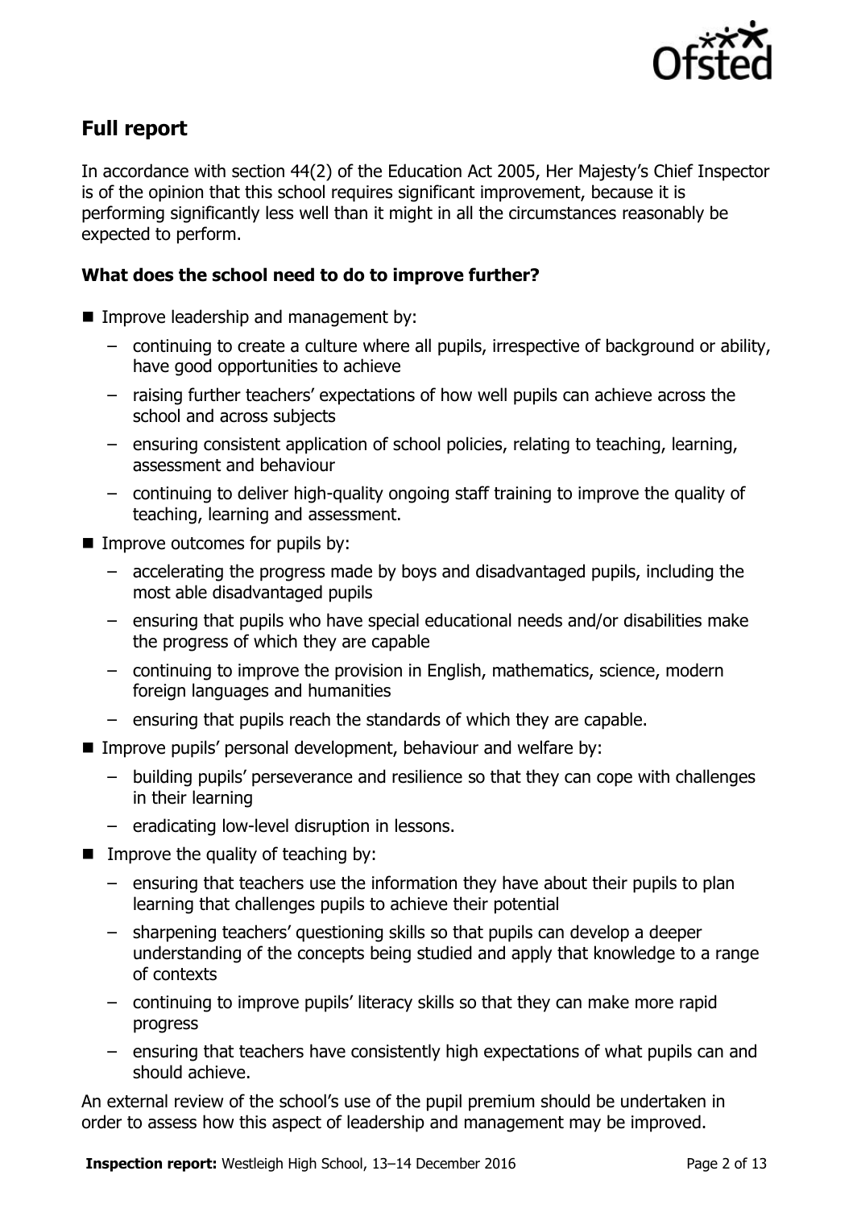## Full report

In accordance with section 44(2) of the Education Act 2005, Her Majesty's Chief Inspector is of the opinion that this school requires significant improvement, because it is performing significantly less well than it might in all the circumstances reasonably be expected to perform.

### What does the school need to do to improve further?

- Improve leadership and management by:
  - continuing to create a culture where all pupils, irrespective of background or ability, have good opportunities to achieve
  - raising further teachers' expectations of how well pupils can achieve across the school and across subjects
  - ensuring consistent application of school policies, relating to teaching, learning, assessment and behaviour
  - continuing to deliver high-quality ongoing staff training to improve the quality of teaching, learning and assessment.
- Improve outcomes for pupils by:
  - accelerating the progress made by boys and disadvantaged pupils, including the most able disadvantaged pupils
  - ensuring that pupils who have special educational needs and/or disabilities make the progress of which they are capable
  - continuing to improve the provision in English, mathematics, science, modern foreign languages and humanities
  - ensuring that pupils reach the standards of which they are capable.
- Improve pupils' personal development, behaviour and welfare by:
  - building pupils' perseverance and resilience so that they can cope with challenges in their learning
  - eradicating low-level disruption in lessons.
- Improve the quality of teaching by:
  - ensuring that teachers use the information they have about their pupils to plan learning that challenges pupils to achieve their potential
  - sharpening teachers' questioning skills so that pupils can develop a deeper understanding of the concepts being studied and apply that knowledge to a range of contexts
  - continuing to improve pupils' literacy skills so that they can make more rapid progress
  - ensuring that teachers have consistently high expectations of what pupils can and should achieve.

An external review of the school's use of the pupil premium should be undertaken in order to assess how this aspect of leadership and management may be improved.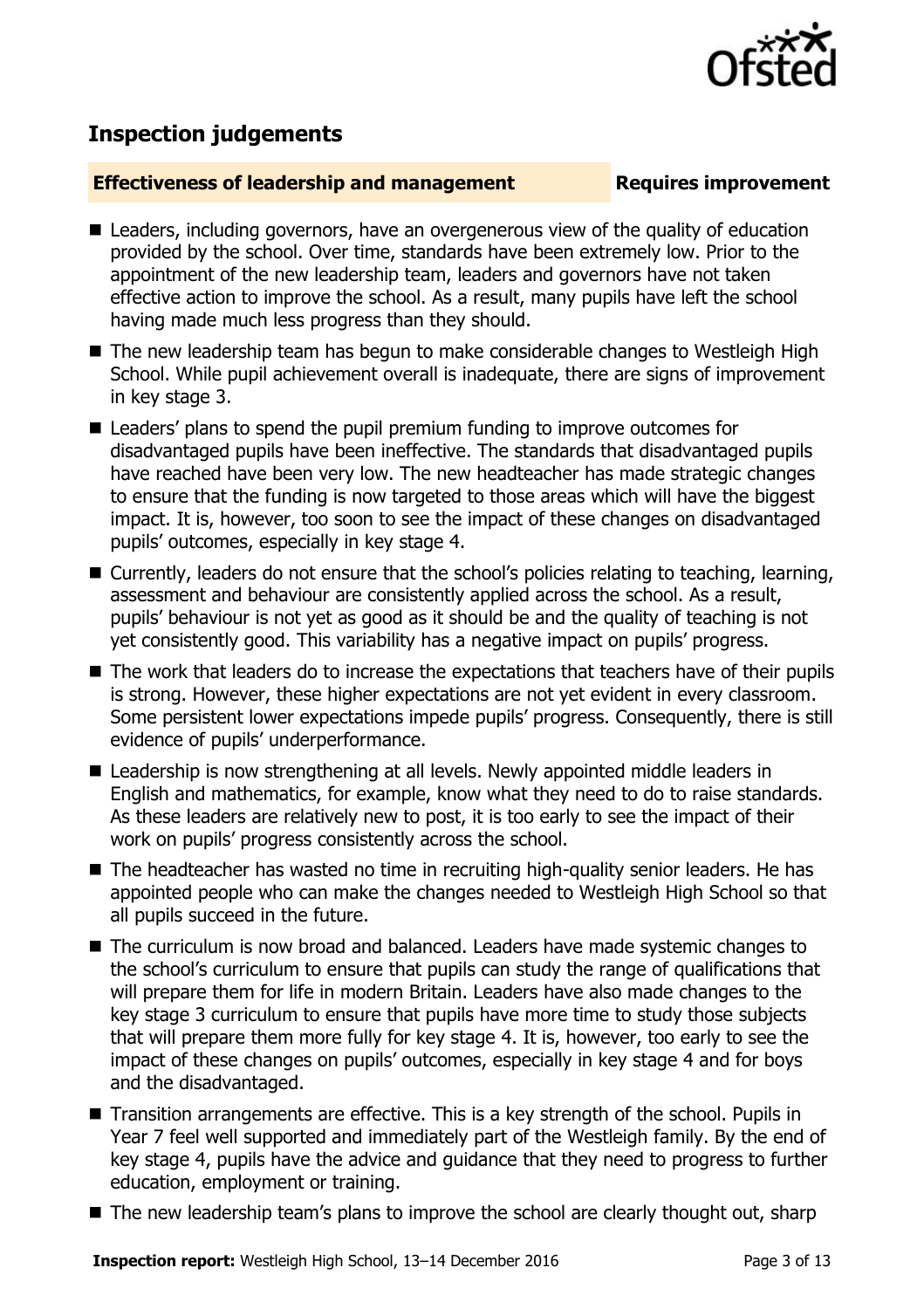## Inspection judgements

**Effectiveness of leadership and management** **Requires improvement**

- Leaders, including governors, have an overgenerous view of the quality of education provided by the school. Over time, standards have been extremely low. Prior to the appointment of the new leadership team, leaders and governors have not taken effective action to improve the school. As a result, many pupils have left the school having made much less progress than they should.
- The new leadership team has begun to make considerable changes to Westleigh High School. While pupil achievement overall is inadequate, there are signs of improvement in key stage 3.
- Leaders' plans to spend the pupil premium funding to improve outcomes for disadvantaged pupils have been ineffective. The standards that disadvantaged pupils have reached have been very low. The new headteacher has made strategic changes to ensure that the funding is now targeted to those areas which will have the biggest impact. It is, however, too soon to see the impact of these changes on disadvantaged pupils' outcomes, especially in key stage 4.
- Currently, leaders do not ensure that the school's policies relating to teaching, learning, assessment and behaviour are consistently applied across the school. As a result, pupils' behaviour is not yet as good as it should be and the quality of teaching is not yet consistently good. This variability has a negative impact on pupils' progress.
- The work that leaders do to increase the expectations that teachers have of their pupils is strong. However, these higher expectations are not yet evident in every classroom. Some persistent lower expectations impede pupils' progress. Consequently, there is still evidence of pupils' underperformance.
- Leadership is now strengthening at all levels. Newly appointed middle leaders in English and mathematics, for example, know what they need to do to raise standards. As these leaders are relatively new to post, it is too early to see the impact of their work on pupils' progress consistently across the school.
- The headteacher has wasted no time in recruiting high-quality senior leaders. He has appointed people who can make the changes needed to Westleigh High School so that all pupils succeed in the future.
- The curriculum is now broad and balanced. Leaders have made systemic changes to the school's curriculum to ensure that pupils can study the range of qualifications that will prepare them for life in modern Britain. Leaders have also made changes to the key stage 3 curriculum to ensure that pupils have more time to study those subjects that will prepare them more fully for key stage 4. It is, however, too early to see the impact of these changes on pupils' outcomes, especially in key stage 4 and for boys and the disadvantaged.
- Transition arrangements are effective. This is a key strength of the school. Pupils in Year 7 feel well supported and immediately part of the Westleigh family. By the end of key stage 4, pupils have the advice and guidance that they need to progress to further education, employment or training.
- The new leadership team's plans to improve the school are clearly thought out, sharp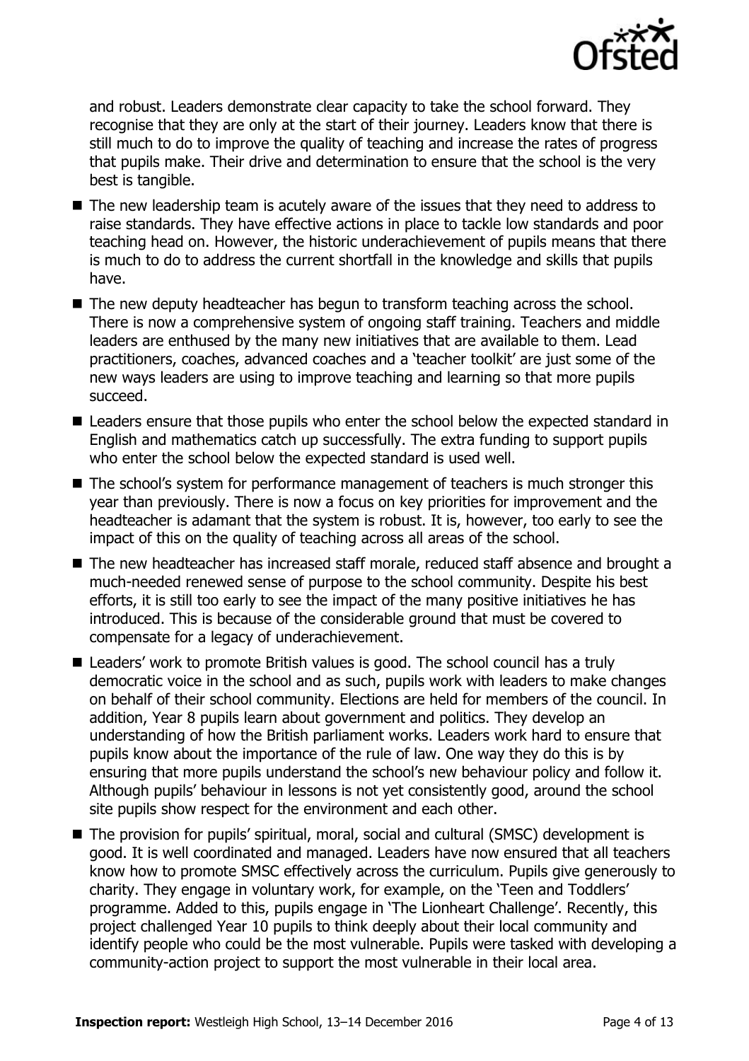and robust. Leaders demonstrate clear capacity to take the school forward. They recognise that they are only at the start of their journey. Leaders know that there is still much to do to improve the quality of teaching and increase the rates of progress that pupils make. Their drive and determination to ensure that the school is the very best is tangible.

- The new leadership team is acutely aware of the issues that they need to address to raise standards. They have effective actions in place to tackle low standards and poor teaching head on. However, the historic underachievement of pupils means that there is much to do to address the current shortfall in the knowledge and skills that pupils have.
- The new deputy headteacher has begun to transform teaching across the school. There is now a comprehensive system of ongoing staff training. Teachers and middle leaders are enthused by the many new initiatives that are available to them. Lead practitioners, coaches, advanced coaches and a 'teacher toolkit' are just some of the new ways leaders are using to improve teaching and learning so that more pupils succeed.
- Leaders ensure that those pupils who enter the school below the expected standard in English and mathematics catch up successfully. The extra funding to support pupils who enter the school below the expected standard is used well.
- The school's system for performance management of teachers is much stronger this year than previously. There is now a focus on key priorities for improvement and the headteacher is adamant that the system is robust. It is, however, too early to see the impact of this on the quality of teaching across all areas of the school.
- The new headteacher has increased staff morale, reduced staff absence and brought a much-needed renewed sense of purpose to the school community. Despite his best efforts, it is still too early to see the impact of the many positive initiatives he has introduced. This is because of the considerable ground that must be covered to compensate for a legacy of underachievement.
- Leaders' work to promote British values is good. The school council has a truly democratic voice in the school and as such, pupils work with leaders to make changes on behalf of their school community. Elections are held for members of the council. In addition, Year 8 pupils learn about government and politics. They develop an understanding of how the British parliament works. Leaders work hard to ensure that pupils know about the importance of the rule of law. One way they do this is by ensuring that more pupils understand the school's new behaviour policy and follow it. Although pupils' behaviour in lessons is not yet consistently good, around the school site pupils show respect for the environment and each other.
- The provision for pupils' spiritual, moral, social and cultural (SMSC) development is good. It is well coordinated and managed. Leaders have now ensured that all teachers know how to promote SMSC effectively across the curriculum. Pupils give generously to charity. They engage in voluntary work, for example, on the 'Teen and Toddlers' programme. Added to this, pupils engage in 'The Lionheart Challenge'. Recently, this project challenged Year 10 pupils to think deeply about their local community and identify people who could be the most vulnerable. Pupils were tasked with developing a community-action project to support the most vulnerable in their local area.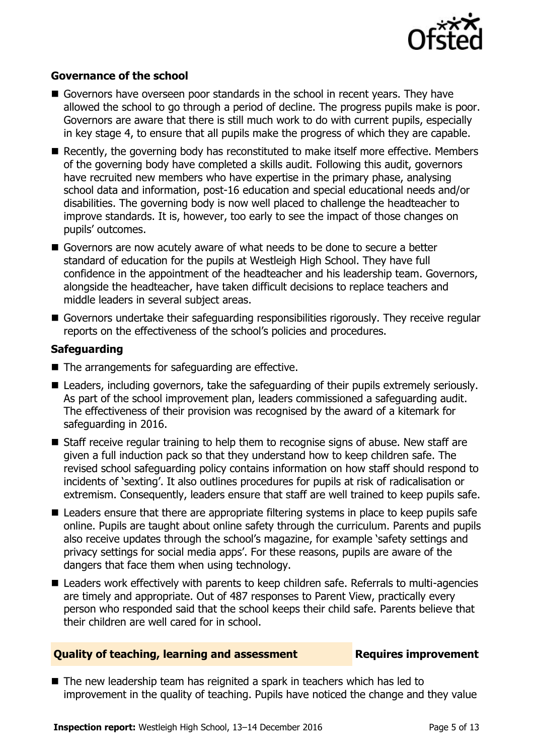### Governance of the school

- Governors have overseen poor standards in the school in recent years. They have allowed the school to go through a period of decline. The progress pupils make is poor. Governors are aware that there is still much work to do with current pupils, especially in key stage 4, to ensure that all pupils make the progress of which they are capable.
- Recently, the governing body has reconstituted to make itself more effective. Members of the governing body have completed a skills audit. Following this audit, governors have recruited new members who have expertise in the primary phase, analysing school data and information, post-16 education and special educational needs and/or disabilities. The governing body is now well placed to challenge the headteacher to improve standards. It is, however, too early to see the impact of those changes on pupils' outcomes.
- Governors are now acutely aware of what needs to be done to secure a better standard of education for the pupils at Westleigh High School. They have full confidence in the appointment of the headteacher and his leadership team. Governors, alongside the headteacher, have taken difficult decisions to replace teachers and middle leaders in several subject areas.
- Governors undertake their safeguarding responsibilities rigorously. They receive regular reports on the effectiveness of the school's policies and procedures.

### Safeguarding

- The arrangements for safeguarding are effective.
- Leaders, including governors, take the safeguarding of their pupils extremely seriously. As part of the school improvement plan, leaders commissioned a safeguarding audit. The effectiveness of their provision was recognised by the award of a kitemark for safeguarding in 2016.
- Staff receive regular training to help them to recognise signs of abuse. New staff are given a full induction pack so that they understand how to keep children safe. The revised school safeguarding policy contains information on how staff should respond to incidents of 'sexting'. It also outlines procedures for pupils at risk of radicalisation or extremism. Consequently, leaders ensure that staff are well trained to keep pupils safe.
- Leaders ensure that there are appropriate filtering systems in place to keep pupils safe online. Pupils are taught about online safety through the curriculum. Parents and pupils also receive updates through the school's magazine, for example 'safety settings and privacy settings for social media apps'. For these reasons, pupils are aware of the dangers that face them when using technology.
- Leaders work effectively with parents to keep children safe. Referrals to multi-agencies are timely and appropriate. Out of 487 responses to Parent View, practically every person who responded said that the school keeps their child safe. Parents believe that their children are well cared for in school.

## Quality of teaching, learning and assessment — Requires improvement

- The new leadership team has reignited a spark in teachers which has led to improvement in the quality of teaching. Pupils have noticed the change and they value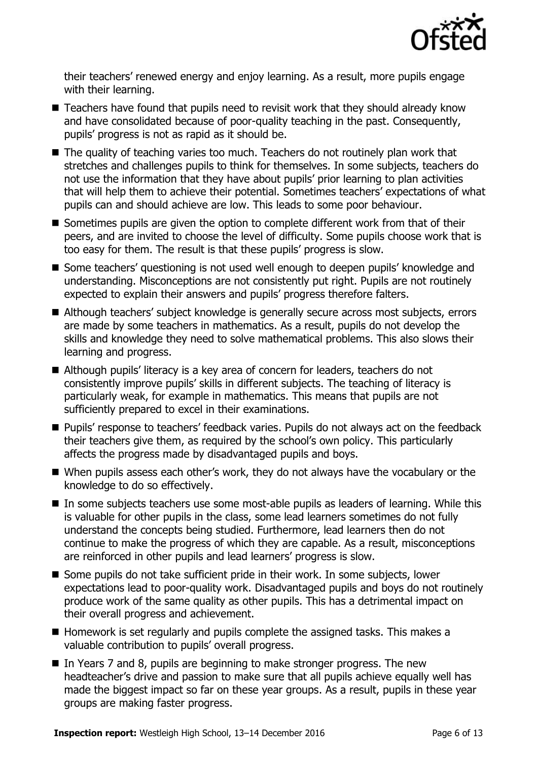their teachers' renewed energy and enjoy learning. As a result, more pupils engage with their learning.

- Teachers have found that pupils need to revisit work that they should already know and have consolidated because of poor-quality teaching in the past. Consequently, pupils' progress is not as rapid as it should be.
- The quality of teaching varies too much. Teachers do not routinely plan work that stretches and challenges pupils to think for themselves. In some subjects, teachers do not use the information that they have about pupils' prior learning to plan activities that will help them to achieve their potential. Sometimes teachers' expectations of what pupils can and should achieve are low. This leads to some poor behaviour.
- Sometimes pupils are given the option to complete different work from that of their peers, and are invited to choose the level of difficulty. Some pupils choose work that is too easy for them. The result is that these pupils' progress is slow.
- Some teachers' questioning is not used well enough to deepen pupils' knowledge and understanding. Misconceptions are not consistently put right. Pupils are not routinely expected to explain their answers and pupils' progress therefore falters.
- Although teachers' subject knowledge is generally secure across most subjects, errors are made by some teachers in mathematics. As a result, pupils do not develop the skills and knowledge they need to solve mathematical problems. This also slows their learning and progress.
- Although pupils' literacy is a key area of concern for leaders, teachers do not consistently improve pupils' skills in different subjects. The teaching of literacy is particularly weak, for example in mathematics. This means that pupils are not sufficiently prepared to excel in their examinations.
- Pupils' response to teachers' feedback varies. Pupils do not always act on the feedback their teachers give them, as required by the school's own policy. This particularly affects the progress made by disadvantaged pupils and boys.
- When pupils assess each other's work, they do not always have the vocabulary or the knowledge to do so effectively.
- In some subjects teachers use some most-able pupils as leaders of learning. While this is valuable for other pupils in the class, some lead learners sometimes do not fully understand the concepts being studied. Furthermore, lead learners then do not continue to make the progress of which they are capable. As a result, misconceptions are reinforced in other pupils and lead learners' progress is slow.
- Some pupils do not take sufficient pride in their work. In some subjects, lower expectations lead to poor-quality work. Disadvantaged pupils and boys do not routinely produce work of the same quality as other pupils. This has a detrimental impact on their overall progress and achievement.
- Homework is set regularly and pupils complete the assigned tasks. This makes a valuable contribution to pupils' overall progress.
- In Years 7 and 8, pupils are beginning to make stronger progress. The new headteacher's drive and passion to make sure that all pupils achieve equally well has made the biggest impact so far on these year groups. As a result, pupils in these year groups are making faster progress.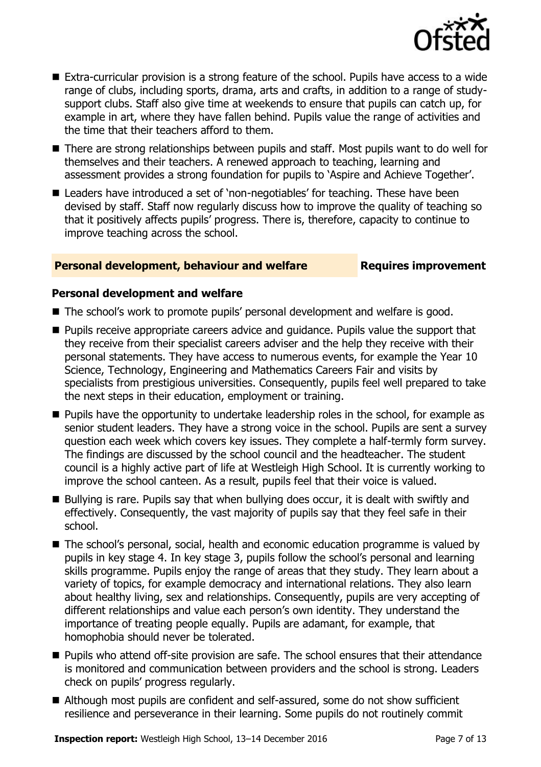- Extra-curricular provision is a strong feature of the school. Pupils have access to a wide range of clubs, including sports, drama, arts and crafts, in addition to a range of study-support clubs. Staff also give time at weekends to ensure that pupils can catch up, for example in art, where they have fallen behind. Pupils value the range of activities and the time that their teachers afford to them.
- There are strong relationships between pupils and staff. Most pupils want to do well for themselves and their teachers. A renewed approach to teaching, learning and assessment provides a strong foundation for pupils to 'Aspire and Achieve Together'.
- Leaders have introduced a set of 'non-negotiables' for teaching. These have been devised by staff. Staff now regularly discuss how to improve the quality of teaching so that it positively affects pupils' progress. There is, therefore, capacity to continue to improve teaching across the school.

## Personal development, behaviour and welfare — Requires improvement

### Personal development and welfare

- The school's work to promote pupils' personal development and welfare is good.
- Pupils receive appropriate careers advice and guidance. Pupils value the support that they receive from their specialist careers adviser and the help they receive with their personal statements. They have access to numerous events, for example the Year 10 Science, Technology, Engineering and Mathematics Careers Fair and visits by specialists from prestigious universities. Consequently, pupils feel well prepared to take the next steps in their education, employment or training.
- Pupils have the opportunity to undertake leadership roles in the school, for example as senior student leaders. They have a strong voice in the school. Pupils are sent a survey question each week which covers key issues. They complete a half-termly form survey. The findings are discussed by the school council and the headteacher. The student council is a highly active part of life at Westleigh High School. It is currently working to improve the school canteen. As a result, pupils feel that their voice is valued.
- Bullying is rare. Pupils say that when bullying does occur, it is dealt with swiftly and effectively. Consequently, the vast majority of pupils say that they feel safe in their school.
- The school's personal, social, health and economic education programme is valued by pupils in key stage 4. In key stage 3, pupils follow the school's personal and learning skills programme. Pupils enjoy the range of areas that they study. They learn about a variety of topics, for example democracy and international relations. They also learn about healthy living, sex and relationships. Consequently, pupils are very accepting of different relationships and value each person's own identity. They understand the importance of treating people equally. Pupils are adamant, for example, that homophobia should never be tolerated.
- Pupils who attend off-site provision are safe. The school ensures that their attendance is monitored and communication between providers and the school is strong. Leaders check on pupils' progress regularly.
- Although most pupils are confident and self-assured, some do not show sufficient resilience and perseverance in their learning. Some pupils do not routinely commit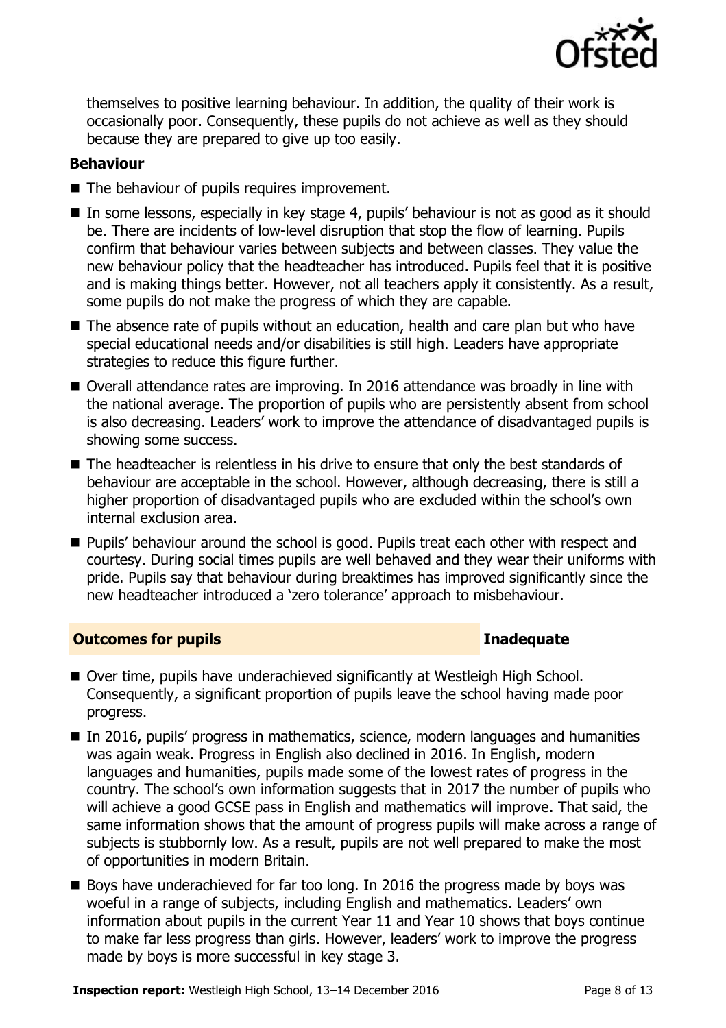themselves to positive learning behaviour. In addition, the quality of their work is occasionally poor. Consequently, these pupils do not achieve as well as they should because they are prepared to give up too easily.

### Behaviour

- The behaviour of pupils requires improvement.
- In some lessons, especially in key stage 4, pupils' behaviour is not as good as it should be. There are incidents of low-level disruption that stop the flow of learning. Pupils confirm that behaviour varies between subjects and between classes. They value the new behaviour policy that the headteacher has introduced. Pupils feel that it is positive and is making things better. However, not all teachers apply it consistently. As a result, some pupils do not make the progress of which they are capable.
- The absence rate of pupils without an education, health and care plan but who have special educational needs and/or disabilities is still high. Leaders have appropriate strategies to reduce this figure further.
- Overall attendance rates are improving. In 2016 attendance was broadly in line with the national average. The proportion of pupils who are persistently absent from school is also decreasing. Leaders' work to improve the attendance of disadvantaged pupils is showing some success.
- The headteacher is relentless in his drive to ensure that only the best standards of behaviour are acceptable in the school. However, although decreasing, there is still a higher proportion of disadvantaged pupils who are excluded within the school's own internal exclusion area.
- Pupils' behaviour around the school is good. Pupils treat each other with respect and courtesy. During social times pupils are well behaved and they wear their uniforms with pride. Pupils say that behaviour during breaktimes has improved significantly since the new headteacher introduced a 'zero tolerance' approach to misbehaviour.

## Outcomes for pupils — Inadequate

- Over time, pupils have underachieved significantly at Westleigh High School. Consequently, a significant proportion of pupils leave the school having made poor progress.
- In 2016, pupils' progress in mathematics, science, modern languages and humanities was again weak. Progress in English also declined in 2016. In English, modern languages and humanities, pupils made some of the lowest rates of progress in the country. The school's own information suggests that in 2017 the number of pupils who will achieve a good GCSE pass in English and mathematics will improve. That said, the same information shows that the amount of progress pupils will make across a range of subjects is stubbornly low. As a result, pupils are not well prepared to make the most of opportunities in modern Britain.
- Boys have underachieved for far too long. In 2016 the progress made by boys was woeful in a range of subjects, including English and mathematics. Leaders' own information about pupils in the current Year 11 and Year 10 shows that boys continue to make far less progress than girls. However, leaders' work to improve the progress made by boys is more successful in key stage 3.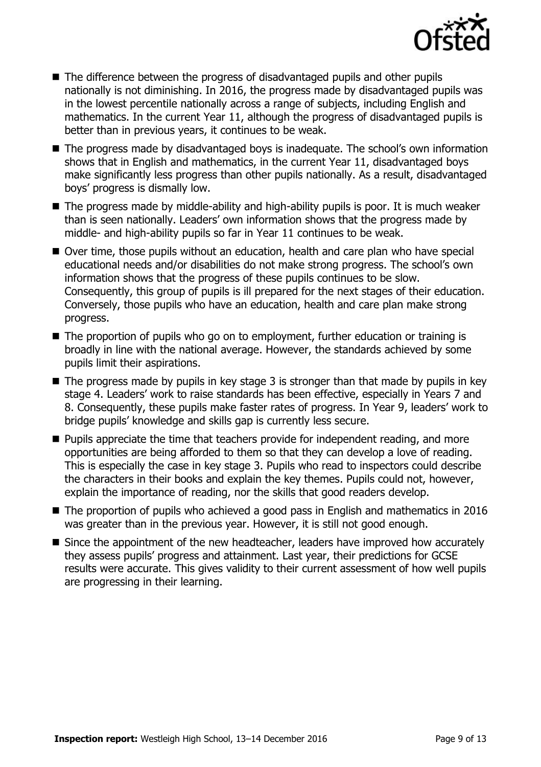- The difference between the progress of disadvantaged pupils and other pupils nationally is not diminishing. In 2016, the progress made by disadvantaged pupils was in the lowest percentile nationally across a range of subjects, including English and mathematics. In the current Year 11, although the progress of disadvantaged pupils is better than in previous years, it continues to be weak.
- The progress made by disadvantaged boys is inadequate. The school's own information shows that in English and mathematics, in the current Year 11, disadvantaged boys make significantly less progress than other pupils nationally. As a result, disadvantaged boys' progress is dismally low.
- The progress made by middle-ability and high-ability pupils is poor. It is much weaker than is seen nationally. Leaders' own information shows that the progress made by middle- and high-ability pupils so far in Year 11 continues to be weak.
- Over time, those pupils without an education, health and care plan who have special educational needs and/or disabilities do not make strong progress. The school's own information shows that the progress of these pupils continues to be slow. Consequently, this group of pupils is ill prepared for the next stages of their education. Conversely, those pupils who have an education, health and care plan make strong progress.
- The proportion of pupils who go on to employment, further education or training is broadly in line with the national average. However, the standards achieved by some pupils limit their aspirations.
- The progress made by pupils in key stage 3 is stronger than that made by pupils in key stage 4. Leaders' work to raise standards has been effective, especially in Years 7 and 8. Consequently, these pupils make faster rates of progress. In Year 9, leaders' work to bridge pupils' knowledge and skills gap is currently less secure.
- Pupils appreciate the time that teachers provide for independent reading, and more opportunities are being afforded to them so that they can develop a love of reading. This is especially the case in key stage 3. Pupils who read to inspectors could describe the characters in their books and explain the key themes. Pupils could not, however, explain the importance of reading, nor the skills that good readers develop.
- The proportion of pupils who achieved a good pass in English and mathematics in 2016 was greater than in the previous year. However, it is still not good enough.
- Since the appointment of the new headteacher, leaders have improved how accurately they assess pupils' progress and attainment. Last year, their predictions for GCSE results were accurate. This gives validity to their current assessment of how well pupils are progressing in their learning.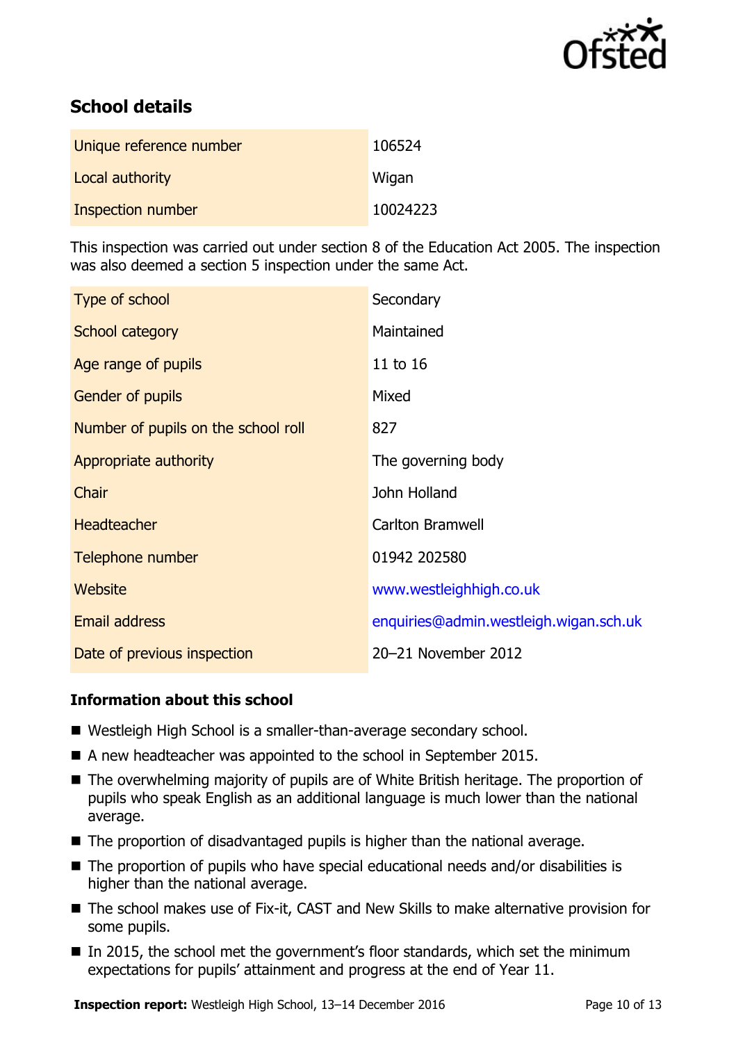## School details

| | |
|---|---|
| Unique reference number | 106524 |
| Local authority | Wigan |
| Inspection number | 10024223 |

This inspection was carried out under section 8 of the Education Act 2005. The inspection was also deemed a section 5 inspection under the same Act.

| | |
|---|---|
| Type of school | Secondary |
| School category | Maintained |
| Age range of pupils | 11 to 16 |
| Gender of pupils | Mixed |
| Number of pupils on the school roll | 827 |
| Appropriate authority | The governing body |
| Chair | John Holland |
| Headteacher | Carlton Bramwell |
| Telephone number | 01942 202580 |
| Website | www.westleighhigh.co.uk |
| Email address | enquiries@admin.westleigh.wigan.sch.uk |
| Date of previous inspection | 20–21 November 2012 |

### Information about this school

- Westleigh High School is a smaller-than-average secondary school.
- A new headteacher was appointed to the school in September 2015.
- The overwhelming majority of pupils are of White British heritage. The proportion of pupils who speak English as an additional language is much lower than the national average.
- The proportion of disadvantaged pupils is higher than the national average.
- The proportion of pupils who have special educational needs and/or disabilities is higher than the national average.
- The school makes use of Fix-it, CAST and New Skills to make alternative provision for some pupils.
- In 2015, the school met the government's floor standards, which set the minimum expectations for pupils' attainment and progress at the end of Year 11.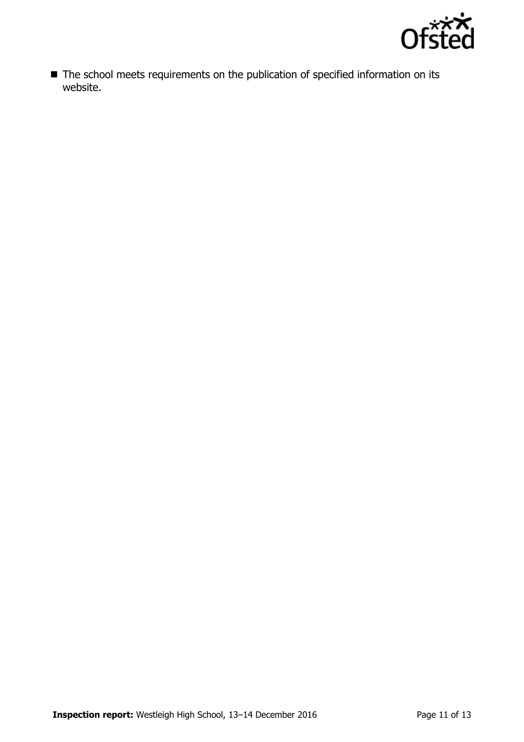- The school meets requirements on the publication of specified information on its website.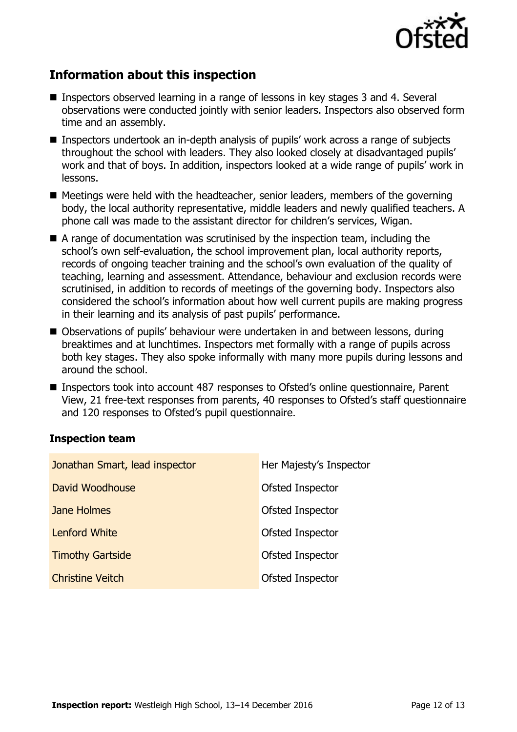## Information about this inspection

- Inspectors observed learning in a range of lessons in key stages 3 and 4. Several observations were conducted jointly with senior leaders. Inspectors also observed form time and an assembly.
- Inspectors undertook an in-depth analysis of pupils' work across a range of subjects throughout the school with leaders. They also looked closely at disadvantaged pupils' work and that of boys. In addition, inspectors looked at a wide range of pupils' work in lessons.
- Meetings were held with the headteacher, senior leaders, members of the governing body, the local authority representative, middle leaders and newly qualified teachers. A phone call was made to the assistant director for children's services, Wigan.
- A range of documentation was scrutinised by the inspection team, including the school's own self-evaluation, the school improvement plan, local authority reports, records of ongoing teacher training and the school's own evaluation of the quality of teaching, learning and assessment. Attendance, behaviour and exclusion records were scrutinised, in addition to records of meetings of the governing body. Inspectors also considered the school's information about how well current pupils are making progress in their learning and its analysis of past pupils' performance.
- Observations of pupils' behaviour were undertaken in and between lessons, during breaktimes and at lunchtimes. Inspectors met formally with a range of pupils across both key stages. They also spoke informally with many more pupils during lessons and around the school.
- Inspectors took into account 487 responses to Ofsted's online questionnaire, Parent View, 21 free-text responses from parents, 40 responses to Ofsted's staff questionnaire and 120 responses to Ofsted's pupil questionnaire.

### Inspection team

| | |
|---|---|
| Jonathan Smart, lead inspector | Her Majesty's Inspector |
| David Woodhouse | Ofsted Inspector |
| Jane Holmes | Ofsted Inspector |
| Lenford White | Ofsted Inspector |
| Timothy Gartside | Ofsted Inspector |
| Christine Veitch | Ofsted Inspector |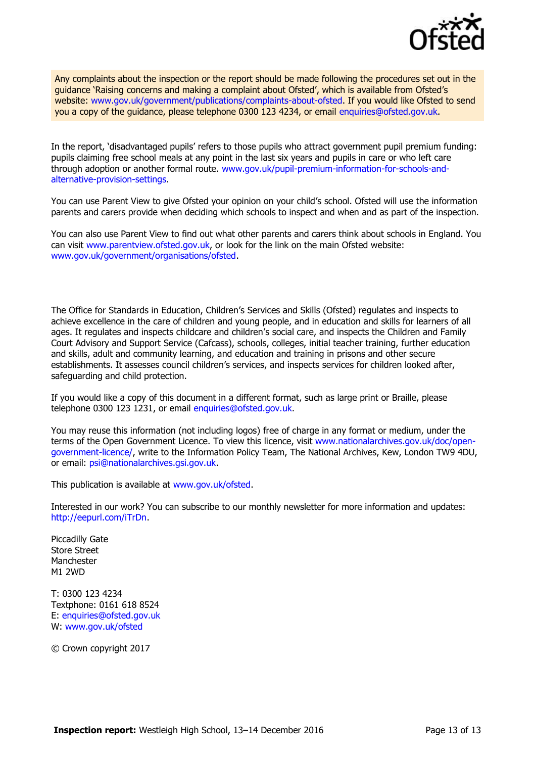Any complaints about the inspection or the report should be made following the procedures set out in the guidance 'Raising concerns and making a complaint about Ofsted', which is available from Ofsted's website: www.gov.uk/government/publications/complaints-about-ofsted. If you would like Ofsted to send you a copy of the guidance, please telephone 0300 123 4234, or email enquiries@ofsted.gov.uk.

In the report, 'disadvantaged pupils' refers to those pupils who attract government pupil premium funding: pupils claiming free school meals at any point in the last six years and pupils in care or who left care through adoption or another formal route. www.gov.uk/pupil-premium-information-for-schools-and-alternative-provision-settings.

You can use Parent View to give Ofsted your opinion on your child's school. Ofsted will use the information parents and carers provide when deciding which schools to inspect and when and as part of the inspection.

You can also use Parent View to find out what other parents and carers think about schools in England. You can visit www.parentview.ofsted.gov.uk, or look for the link on the main Ofsted website: www.gov.uk/government/organisations/ofsted.

The Office for Standards in Education, Children's Services and Skills (Ofsted) regulates and inspects to achieve excellence in the care of children and young people, and in education and skills for learners of all ages. It regulates and inspects childcare and children's social care, and inspects the Children and Family Court Advisory and Support Service (Cafcass), schools, colleges, initial teacher training, further education and skills, adult and community learning, and education and training in prisons and other secure establishments. It assesses council children's services, and inspects services for children looked after, safeguarding and child protection.

If you would like a copy of this document in a different format, such as large print or Braille, please telephone 0300 123 1231, or email enquiries@ofsted.gov.uk.

You may reuse this information (not including logos) free of charge in any format or medium, under the terms of the Open Government Licence. To view this licence, visit www.nationalarchives.gov.uk/doc/open-government-licence/, write to the Information Policy Team, The National Archives, Kew, London TW9 4DU, or email: psi@nationalarchives.gsi.gov.uk.

This publication is available at www.gov.uk/ofsted.

Interested in our work? You can subscribe to our monthly newsletter for more information and updates: http://eepurl.com/iTrDn.

Piccadilly Gate
Store Street
Manchester
M1 2WD

T: 0300 123 4234
Textphone: 0161 618 8524
E: enquiries@ofsted.gov.uk
W: www.gov.uk/ofsted

© Crown copyright 2017